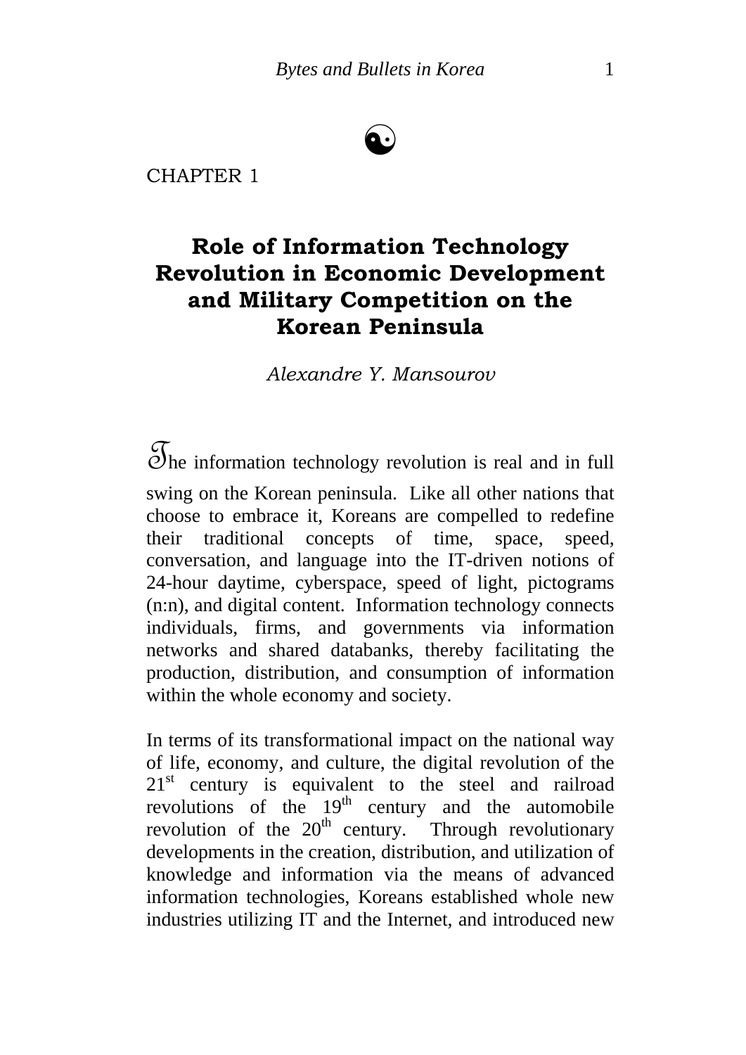☯

CHAPTER 1

# Role of Information Technology Revolution in Economic Development and Military Competition on the Korean Peninsula

*Alexandre Y. Mansourov*

The information technology revolution is real and in full swing on the Korean peninsula. Like all other nations that choose to embrace it, Koreans are compelled to redefine their traditional concepts of time, space, speed, conversation, and language into the IT-driven notions of 24-hour daytime, cyberspace, speed of light, pictograms (n:n), and digital content. Information technology connects individuals, firms, and governments via information networks and shared databanks, thereby facilitating the production, distribution, and consumption of information within the whole economy and society.

In terms of its transformational impact on the national way of life, economy, and culture, the digital revolution of the 21st century is equivalent to the steel and railroad revolutions of the 19th century and the automobile revolution of the 20th century. Through revolutionary developments in the creation, distribution, and utilization of knowledge and information via the means of advanced information technologies, Koreans established whole new industries utilizing IT and the Internet, and introduced new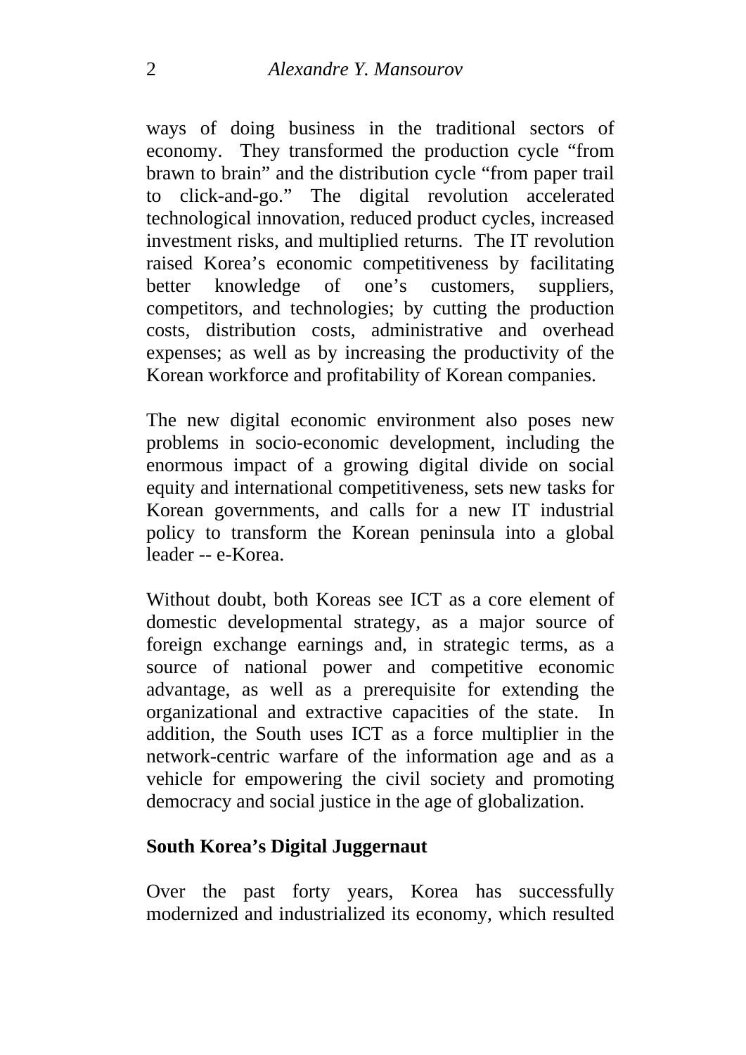ways of doing business in the traditional sectors of economy. They transformed the production cycle "from brawn to brain" and the distribution cycle "from paper trail to click-and-go." The digital revolution accelerated technological innovation, reduced product cycles, increased investment risks, and multiplied returns. The IT revolution raised Korea's economic competitiveness by facilitating better knowledge of one's customers, suppliers, competitors, and technologies; by cutting the production costs, distribution costs, administrative and overhead expenses; as well as by increasing the productivity of the Korean workforce and profitability of Korean companies.

The new digital economic environment also poses new problems in socio-economic development, including the enormous impact of a growing digital divide on social equity and international competitiveness, sets new tasks for Korean governments, and calls for a new IT industrial policy to transform the Korean peninsula into a global leader -- e-Korea.

Without doubt, both Koreas see ICT as a core element of domestic developmental strategy, as a major source of foreign exchange earnings and, in strategic terms, as a source of national power and competitive economic advantage, as well as a prerequisite for extending the organizational and extractive capacities of the state. In addition, the South uses ICT as a force multiplier in the network-centric warfare of the information age and as a vehicle for empowering the civil society and promoting democracy and social justice in the age of globalization.

## South Korea's Digital Juggernaut

Over the past forty years, Korea has successfully modernized and industrialized its economy, which resulted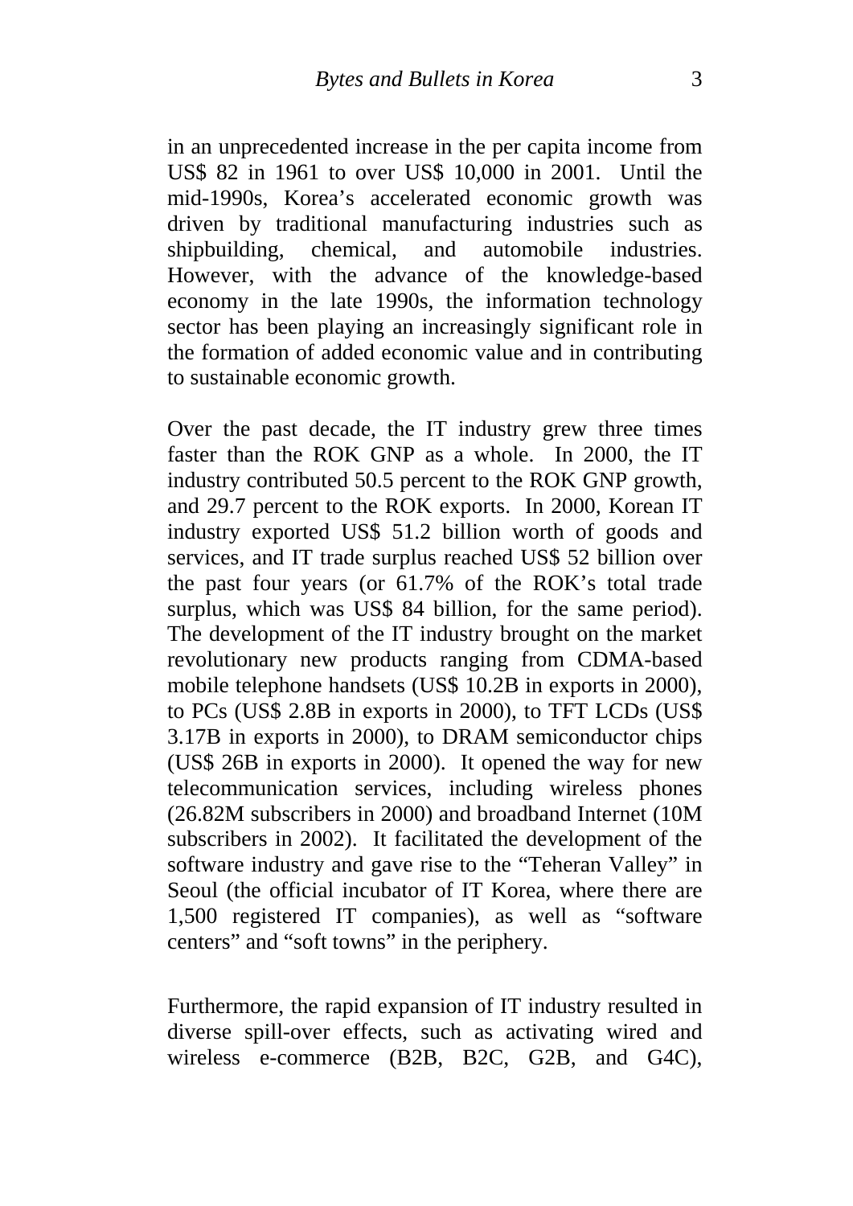in an unprecedented increase in the per capita income from US$ 82 in 1961 to over US$ 10,000 in 2001. Until the mid-1990s, Korea's accelerated economic growth was driven by traditional manufacturing industries such as shipbuilding, chemical, and automobile industries. However, with the advance of the knowledge-based economy in the late 1990s, the information technology sector has been playing an increasingly significant role in the formation of added economic value and in contributing to sustainable economic growth.

Over the past decade, the IT industry grew three times faster than the ROK GNP as a whole. In 2000, the IT industry contributed 50.5 percent to the ROK GNP growth, and 29.7 percent to the ROK exports. In 2000, Korean IT industry exported US$ 51.2 billion worth of goods and services, and IT trade surplus reached US$ 52 billion over the past four years (or 61.7% of the ROK's total trade surplus, which was US$ 84 billion, for the same period). The development of the IT industry brought on the market revolutionary new products ranging from CDMA-based mobile telephone handsets (US$ 10.2B in exports in 2000), to PCs (US$ 2.8B in exports in 2000), to TFT LCDs (US$ 3.17B in exports in 2000), to DRAM semiconductor chips (US$ 26B in exports in 2000). It opened the way for new telecommunication services, including wireless phones (26.82M subscribers in 2000) and broadband Internet (10M subscribers in 2002). It facilitated the development of the software industry and gave rise to the "Teheran Valley" in Seoul (the official incubator of IT Korea, where there are 1,500 registered IT companies), as well as "software centers" and "soft towns" in the periphery.

Furthermore, the rapid expansion of IT industry resulted in diverse spill-over effects, such as activating wired and wireless e-commerce (B2B, B2C, G2B, and G4C),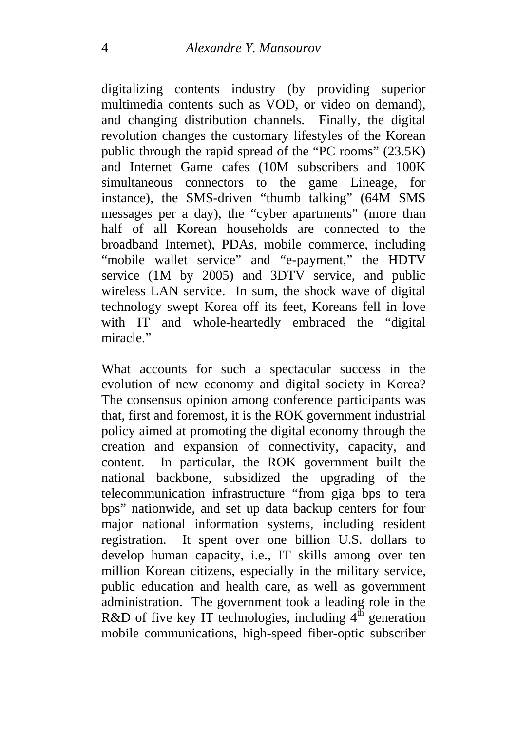digitalizing contents industry (by providing superior multimedia contents such as VOD, or video on demand), and changing distribution channels. Finally, the digital revolution changes the customary lifestyles of the Korean public through the rapid spread of the "PC rooms" (23.5K) and Internet Game cafes (10M subscribers and 100K simultaneous connectors to the game Lineage, for instance), the SMS-driven "thumb talking" (64M SMS messages per a day), the "cyber apartments" (more than half of all Korean households are connected to the broadband Internet), PDAs, mobile commerce, including "mobile wallet service" and "e-payment," the HDTV service (1M by 2005) and 3DTV service, and public wireless LAN service. In sum, the shock wave of digital technology swept Korea off its feet, Koreans fell in love with IT and whole-heartedly embraced the "digital miracle."

What accounts for such a spectacular success in the evolution of new economy and digital society in Korea? The consensus opinion among conference participants was that, first and foremost, it is the ROK government industrial policy aimed at promoting the digital economy through the creation and expansion of connectivity, capacity, and content. In particular, the ROK government built the national backbone, subsidized the upgrading of the telecommunication infrastructure "from giga bps to tera bps" nationwide, and set up data backup centers for four major national information systems, including resident registration. It spent over one billion U.S. dollars to develop human capacity, i.e., IT skills among over ten million Korean citizens, especially in the military service, public education and health care, as well as government administration. The government took a leading role in the R&D of five key IT technologies, including 4th generation mobile communications, high-speed fiber-optic subscriber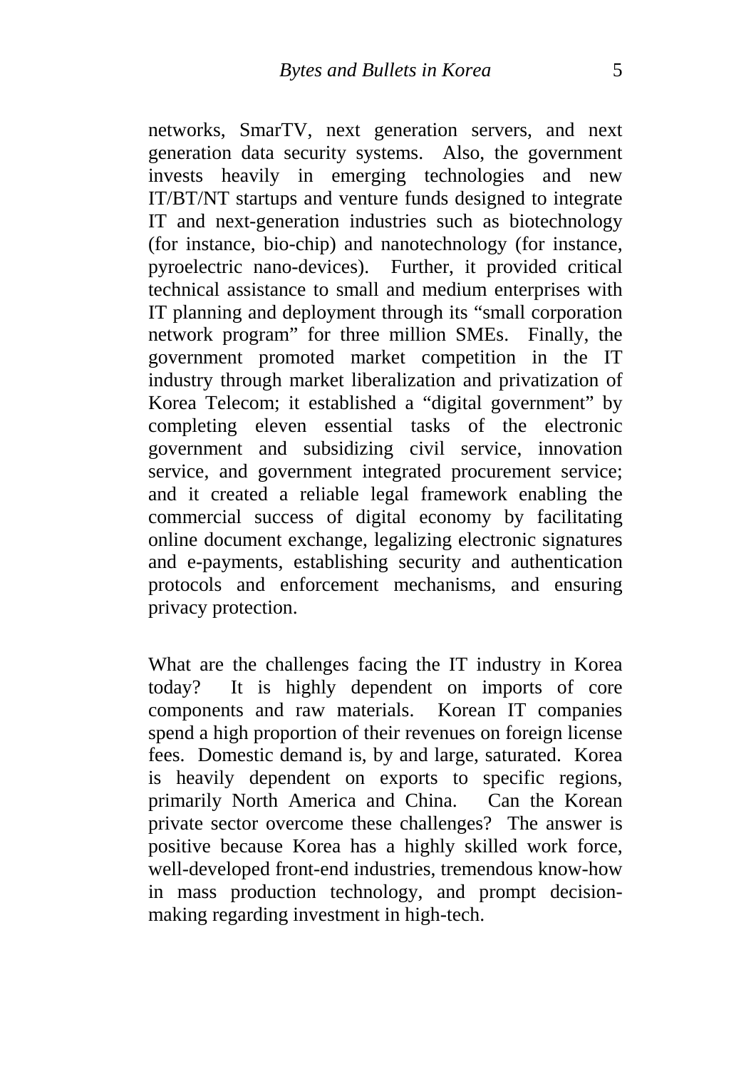networks, SmarTV, next generation servers, and next generation data security systems. Also, the government invests heavily in emerging technologies and new IT/BT/NT startups and venture funds designed to integrate IT and next-generation industries such as biotechnology (for instance, bio-chip) and nanotechnology (for instance, pyroelectric nano-devices). Further, it provided critical technical assistance to small and medium enterprises with IT planning and deployment through its "small corporation network program" for three million SMEs. Finally, the government promoted market competition in the IT industry through market liberalization and privatization of Korea Telecom; it established a "digital government" by completing eleven essential tasks of the electronic government and subsidizing civil service, innovation service, and government integrated procurement service; and it created a reliable legal framework enabling the commercial success of digital economy by facilitating online document exchange, legalizing electronic signatures and e-payments, establishing security and authentication protocols and enforcement mechanisms, and ensuring privacy protection.

What are the challenges facing the IT industry in Korea today? It is highly dependent on imports of core components and raw materials. Korean IT companies spend a high proportion of their revenues on foreign license fees. Domestic demand is, by and large, saturated. Korea is heavily dependent on exports to specific regions, primarily North America and China. Can the Korean private sector overcome these challenges? The answer is positive because Korea has a highly skilled work force, well-developed front-end industries, tremendous know-how in mass production technology, and prompt decision-making regarding investment in high-tech.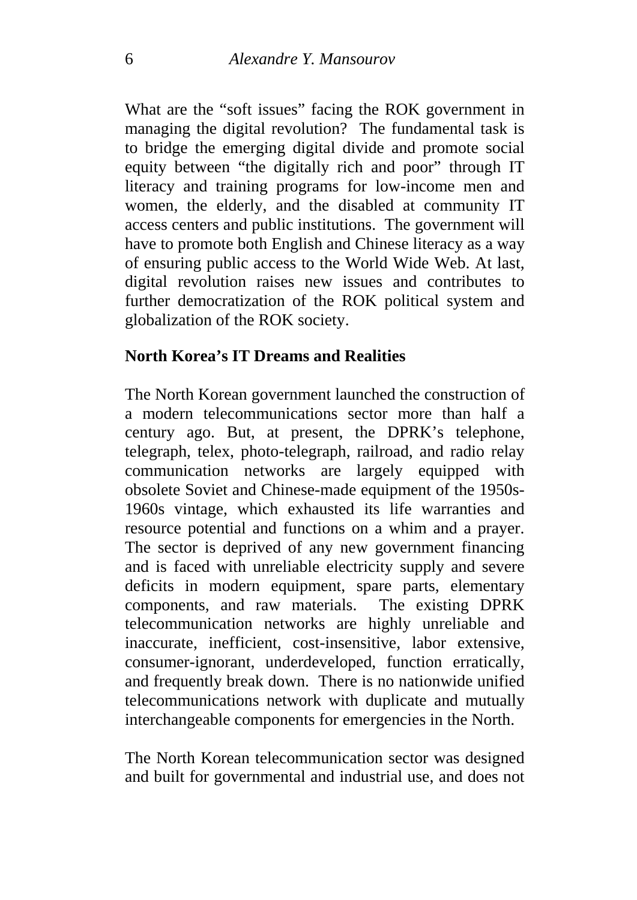What are the "soft issues" facing the ROK government in managing the digital revolution? The fundamental task is to bridge the emerging digital divide and promote social equity between "the digitally rich and poor" through IT literacy and training programs for low-income men and women, the elderly, and the disabled at community IT access centers and public institutions. The government will have to promote both English and Chinese literacy as a way of ensuring public access to the World Wide Web. At last, digital revolution raises new issues and contributes to further democratization of the ROK political system and globalization of the ROK society.

## North Korea's IT Dreams and Realities

The North Korean government launched the construction of a modern telecommunications sector more than half a century ago. But, at present, the DPRK's telephone, telegraph, telex, photo-telegraph, railroad, and radio relay communication networks are largely equipped with obsolete Soviet and Chinese-made equipment of the 1950s-1960s vintage, which exhausted its life warranties and resource potential and functions on a whim and a prayer. The sector is deprived of any new government financing and is faced with unreliable electricity supply and severe deficits in modern equipment, spare parts, elementary components, and raw materials. The existing DPRK telecommunication networks are highly unreliable and inaccurate, inefficient, cost-insensitive, labor extensive, consumer-ignorant, underdeveloped, function erratically, and frequently break down. There is no nationwide unified telecommunications network with duplicate and mutually interchangeable components for emergencies in the North.

The North Korean telecommunication sector was designed and built for governmental and industrial use, and does not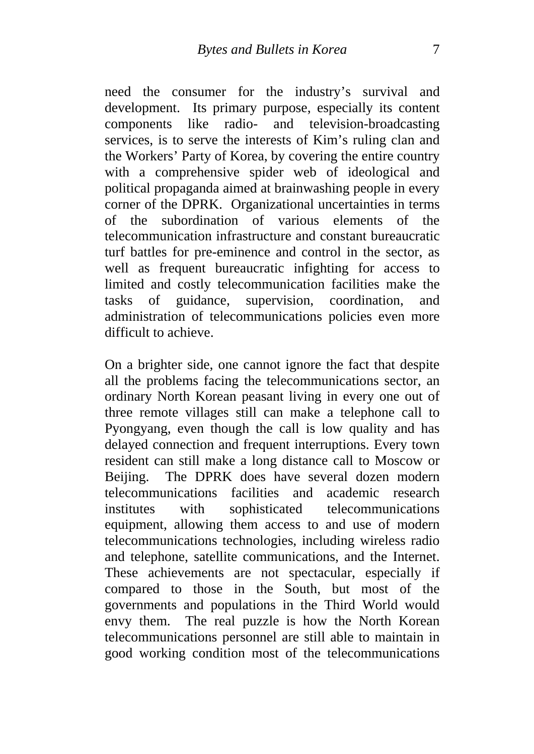need the consumer for the industry's survival and development. Its primary purpose, especially its content components like radio- and television-broadcasting services, is to serve the interests of Kim's ruling clan and the Workers' Party of Korea, by covering the entire country with a comprehensive spider web of ideological and political propaganda aimed at brainwashing people in every corner of the DPRK. Organizational uncertainties in terms of the subordination of various elements of the telecommunication infrastructure and constant bureaucratic turf battles for pre-eminence and control in the sector, as well as frequent bureaucratic infighting for access to limited and costly telecommunication facilities make the tasks of guidance, supervision, coordination, and administration of telecommunications policies even more difficult to achieve.

On a brighter side, one cannot ignore the fact that despite all the problems facing the telecommunications sector, an ordinary North Korean peasant living in every one out of three remote villages still can make a telephone call to Pyongyang, even though the call is low quality and has delayed connection and frequent interruptions. Every town resident can still make a long distance call to Moscow or Beijing. The DPRK does have several dozen modern telecommunications facilities and academic research institutes with sophisticated telecommunications equipment, allowing them access to and use of modern telecommunications technologies, including wireless radio and telephone, satellite communications, and the Internet. These achievements are not spectacular, especially if compared to those in the South, but most of the governments and populations in the Third World would envy them. The real puzzle is how the North Korean telecommunications personnel are still able to maintain in good working condition most of the telecommunications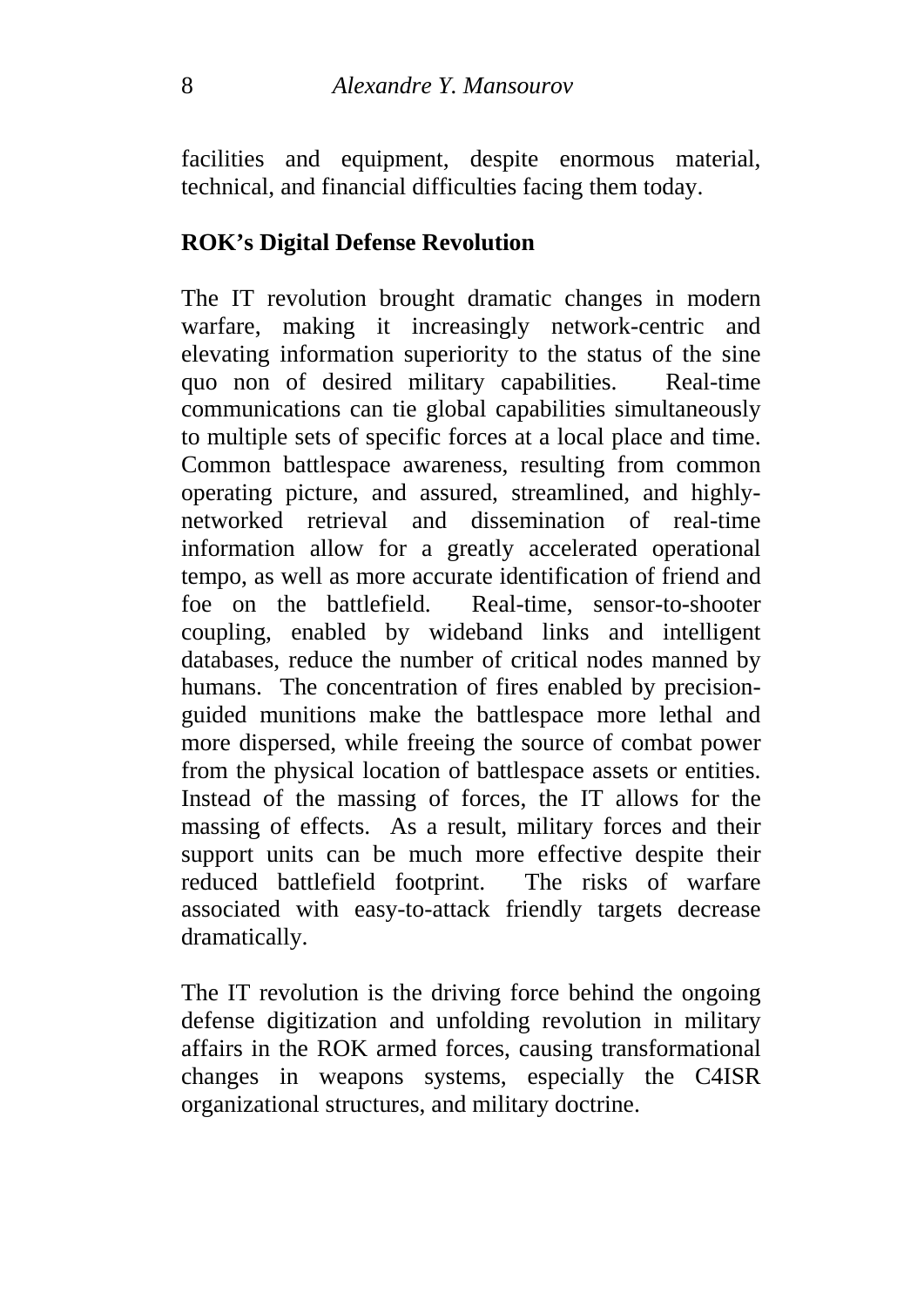facilities and equipment, despite enormous material, technical, and financial difficulties facing them today.

## ROK's Digital Defense Revolution

The IT revolution brought dramatic changes in modern warfare, making it increasingly network-centric and elevating information superiority to the status of the sine quo non of desired military capabilities. Real-time communications can tie global capabilities simultaneously to multiple sets of specific forces at a local place and time. Common battlespace awareness, resulting from common operating picture, and assured, streamlined, and highly-networked retrieval and dissemination of real-time information allow for a greatly accelerated operational tempo, as well as more accurate identification of friend and foe on the battlefield. Real-time, sensor-to-shooter coupling, enabled by wideband links and intelligent databases, reduce the number of critical nodes manned by humans. The concentration of fires enabled by precision-guided munitions make the battlespace more lethal and more dispersed, while freeing the source of combat power from the physical location of battlespace assets or entities. Instead of the massing of forces, the IT allows for the massing of effects. As a result, military forces and their support units can be much more effective despite their reduced battlefield footprint. The risks of warfare associated with easy-to-attack friendly targets decrease dramatically.

The IT revolution is the driving force behind the ongoing defense digitization and unfolding revolution in military affairs in the ROK armed forces, causing transformational changes in weapons systems, especially the C4ISR organizational structures, and military doctrine.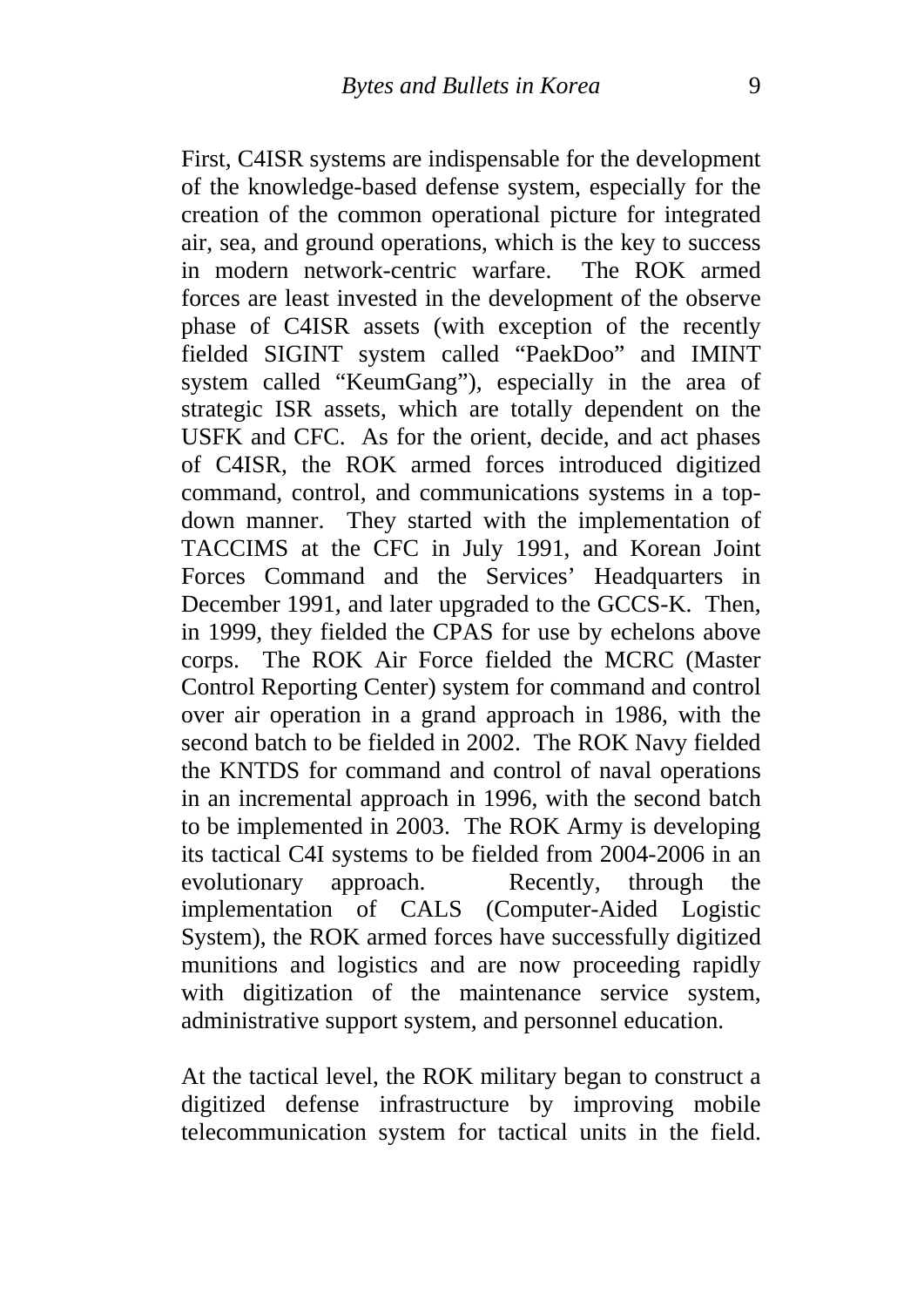First, C4ISR systems are indispensable for the development of the knowledge-based defense system, especially for the creation of the common operational picture for integrated air, sea, and ground operations, which is the key to success in modern network-centric warfare. The ROK armed forces are least invested in the development of the observe phase of C4ISR assets (with exception of the recently fielded SIGINT system called "PaekDoo" and IMINT system called "KeumGang"), especially in the area of strategic ISR assets, which are totally dependent on the USFK and CFC. As for the orient, decide, and act phases of C4ISR, the ROK armed forces introduced digitized command, control, and communications systems in a top-down manner. They started with the implementation of TACCIMS at the CFC in July 1991, and Korean Joint Forces Command and the Services' Headquarters in December 1991, and later upgraded to the GCCS-K. Then, in 1999, they fielded the CPAS for use by echelons above corps. The ROK Air Force fielded the MCRC (Master Control Reporting Center) system for command and control over air operation in a grand approach in 1986, with the second batch to be fielded in 2002. The ROK Navy fielded the KNTDS for command and control of naval operations in an incremental approach in 1996, with the second batch to be implemented in 2003. The ROK Army is developing its tactical C4I systems to be fielded from 2004-2006 in an evolutionary approach. Recently, through the implementation of CALS (Computer-Aided Logistic System), the ROK armed forces have successfully digitized munitions and logistics and are now proceeding rapidly with digitization of the maintenance service system, administrative support system, and personnel education.

At the tactical level, the ROK military began to construct a digitized defense infrastructure by improving mobile telecommunication system for tactical units in the field.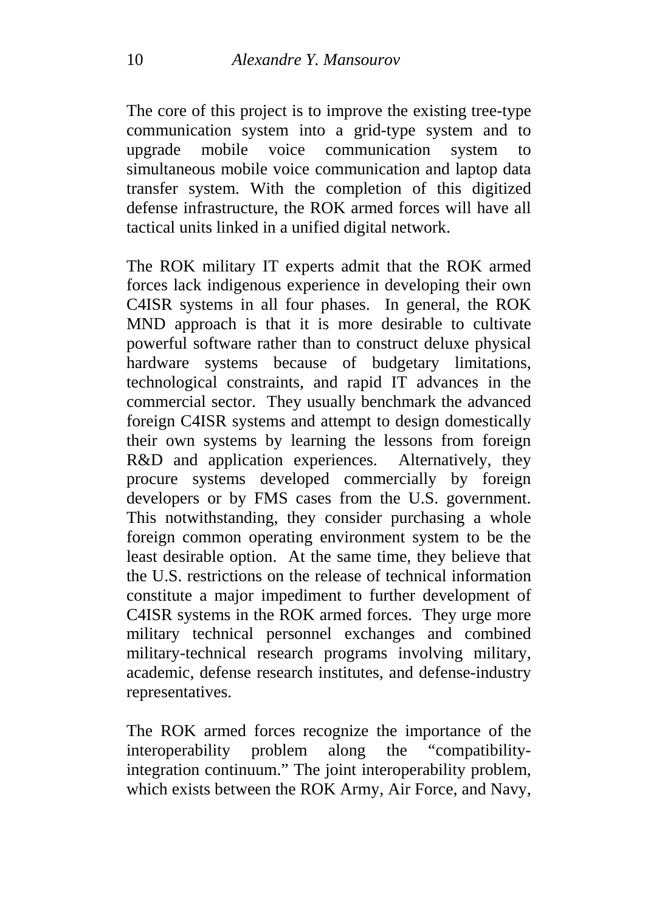The core of this project is to improve the existing tree-type communication system into a grid-type system and to upgrade mobile voice communication system to simultaneous mobile voice communication and laptop data transfer system. With the completion of this digitized defense infrastructure, the ROK armed forces will have all tactical units linked in a unified digital network.

The ROK military IT experts admit that the ROK armed forces lack indigenous experience in developing their own C4ISR systems in all four phases. In general, the ROK MND approach is that it is more desirable to cultivate powerful software rather than to construct deluxe physical hardware systems because of budgetary limitations, technological constraints, and rapid IT advances in the commercial sector. They usually benchmark the advanced foreign C4ISR systems and attempt to design domestically their own systems by learning the lessons from foreign R&D and application experiences. Alternatively, they procure systems developed commercially by foreign developers or by FMS cases from the U.S. government. This notwithstanding, they consider purchasing a whole foreign common operating environment system to be the least desirable option. At the same time, they believe that the U.S. restrictions on the release of technical information constitute a major impediment to further development of C4ISR systems in the ROK armed forces. They urge more military technical personnel exchanges and combined military-technical research programs involving military, academic, defense research institutes, and defense-industry representatives.

The ROK armed forces recognize the importance of the interoperability problem along the "compatibility-integration continuum." The joint interoperability problem, which exists between the ROK Army, Air Force, and Navy,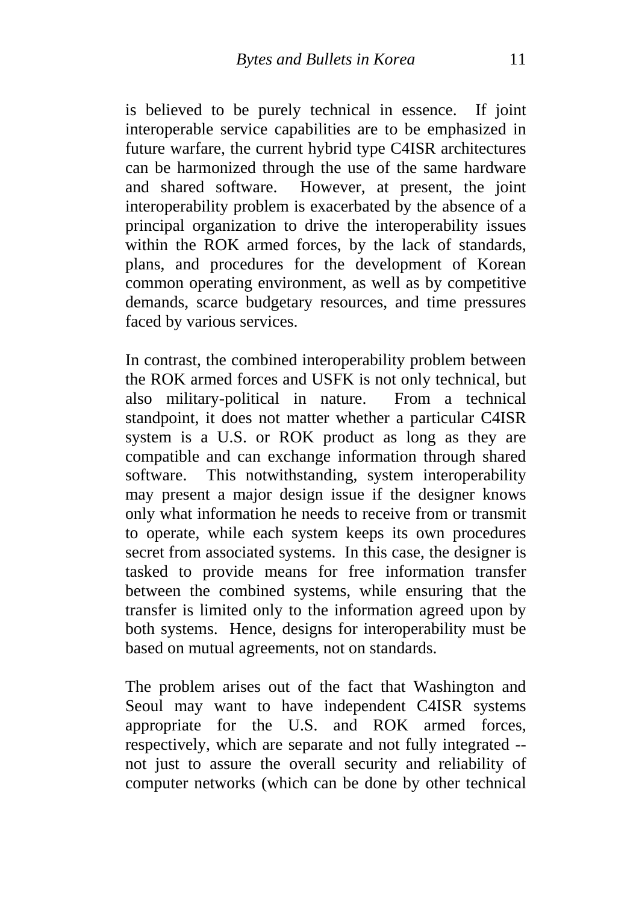is believed to be purely technical in essence. If joint interoperable service capabilities are to be emphasized in future warfare, the current hybrid type C4ISR architectures can be harmonized through the use of the same hardware and shared software. However, at present, the joint interoperability problem is exacerbated by the absence of a principal organization to drive the interoperability issues within the ROK armed forces, by the lack of standards, plans, and procedures for the development of Korean common operating environment, as well as by competitive demands, scarce budgetary resources, and time pressures faced by various services.

In contrast, the combined interoperability problem between the ROK armed forces and USFK is not only technical, but also military-political in nature. From a technical standpoint, it does not matter whether a particular C4ISR system is a U.S. or ROK product as long as they are compatible and can exchange information through shared software. This notwithstanding, system interoperability may present a major design issue if the designer knows only what information he needs to receive from or transmit to operate, while each system keeps its own procedures secret from associated systems. In this case, the designer is tasked to provide means for free information transfer between the combined systems, while ensuring that the transfer is limited only to the information agreed upon by both systems. Hence, designs for interoperability must be based on mutual agreements, not on standards.

The problem arises out of the fact that Washington and Seoul may want to have independent C4ISR systems appropriate for the U.S. and ROK armed forces, respectively, which are separate and not fully integrated -- not just to assure the overall security and reliability of computer networks (which can be done by other technical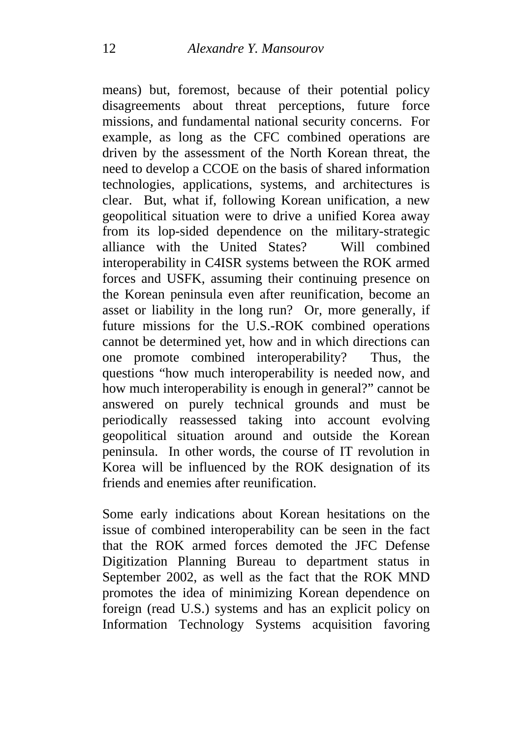means) but, foremost, because of their potential policy disagreements about threat perceptions, future force missions, and fundamental national security concerns. For example, as long as the CFC combined operations are driven by the assessment of the North Korean threat, the need to develop a CCOE on the basis of shared information technologies, applications, systems, and architectures is clear. But, what if, following Korean unification, a new geopolitical situation were to drive a unified Korea away from its lop-sided dependence on the military-strategic alliance with the United States? Will combined interoperability in C4ISR systems between the ROK armed forces and USFK, assuming their continuing presence on the Korean peninsula even after reunification, become an asset or liability in the long run? Or, more generally, if future missions for the U.S.-ROK combined operations cannot be determined yet, how and in which directions can one promote combined interoperability? Thus, the questions "how much interoperability is needed now, and how much interoperability is enough in general?" cannot be answered on purely technical grounds and must be periodically reassessed taking into account evolving geopolitical situation around and outside the Korean peninsula. In other words, the course of IT revolution in Korea will be influenced by the ROK designation of its friends and enemies after reunification.

Some early indications about Korean hesitations on the issue of combined interoperability can be seen in the fact that the ROK armed forces demoted the JFC Defense Digitization Planning Bureau to department status in September 2002, as well as the fact that the ROK MND promotes the idea of minimizing Korean dependence on foreign (read U.S.) systems and has an explicit policy on Information Technology Systems acquisition favoring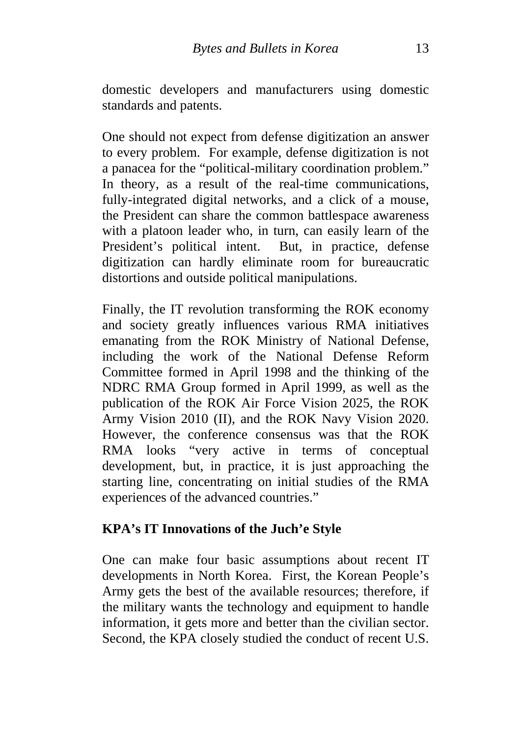domestic developers and manufacturers using domestic standards and patents.

One should not expect from defense digitization an answer to every problem. For example, defense digitization is not a panacea for the "political-military coordination problem." In theory, as a result of the real-time communications, fully-integrated digital networks, and a click of a mouse, the President can share the common battlespace awareness with a platoon leader who, in turn, can easily learn of the President's political intent. But, in practice, defense digitization can hardly eliminate room for bureaucratic distortions and outside political manipulations.

Finally, the IT revolution transforming the ROK economy and society greatly influences various RMA initiatives emanating from the ROK Ministry of National Defense, including the work of the National Defense Reform Committee formed in April 1998 and the thinking of the NDRC RMA Group formed in April 1999, as well as the publication of the ROK Air Force Vision 2025, the ROK Army Vision 2010 (II), and the ROK Navy Vision 2020. However, the conference consensus was that the ROK RMA looks "very active in terms of conceptual development, but, in practice, it is just approaching the starting line, concentrating on initial studies of the RMA experiences of the advanced countries."

## KPA's IT Innovations of the Juch'e Style

One can make four basic assumptions about recent IT developments in North Korea. First, the Korean People's Army gets the best of the available resources; therefore, if the military wants the technology and equipment to handle information, it gets more and better than the civilian sector. Second, the KPA closely studied the conduct of recent U.S.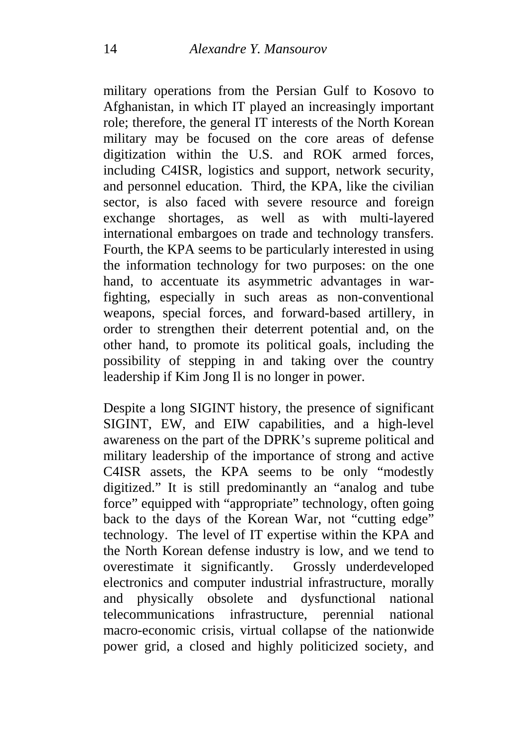military operations from the Persian Gulf to Kosovo to Afghanistan, in which IT played an increasingly important role; therefore, the general IT interests of the North Korean military may be focused on the core areas of defense digitization within the U.S. and ROK armed forces, including C4ISR, logistics and support, network security, and personnel education. Third, the KPA, like the civilian sector, is also faced with severe resource and foreign exchange shortages, as well as with multi-layered international embargoes on trade and technology transfers. Fourth, the KPA seems to be particularly interested in using the information technology for two purposes: on the one hand, to accentuate its asymmetric advantages in war-fighting, especially in such areas as non-conventional weapons, special forces, and forward-based artillery, in order to strengthen their deterrent potential and, on the other hand, to promote its political goals, including the possibility of stepping in and taking over the country leadership if Kim Jong Il is no longer in power.

Despite a long SIGINT history, the presence of significant SIGINT, EW, and EIW capabilities, and a high-level awareness on the part of the DPRK's supreme political and military leadership of the importance of strong and active C4ISR assets, the KPA seems to be only "modestly digitized." It is still predominantly an "analog and tube force" equipped with "appropriate" technology, often going back to the days of the Korean War, not "cutting edge" technology. The level of IT expertise within the KPA and the North Korean defense industry is low, and we tend to overestimate it significantly. Grossly underdeveloped electronics and computer industrial infrastructure, morally and physically obsolete and dysfunctional national telecommunications infrastructure, perennial national macro-economic crisis, virtual collapse of the nationwide power grid, a closed and highly politicized society, and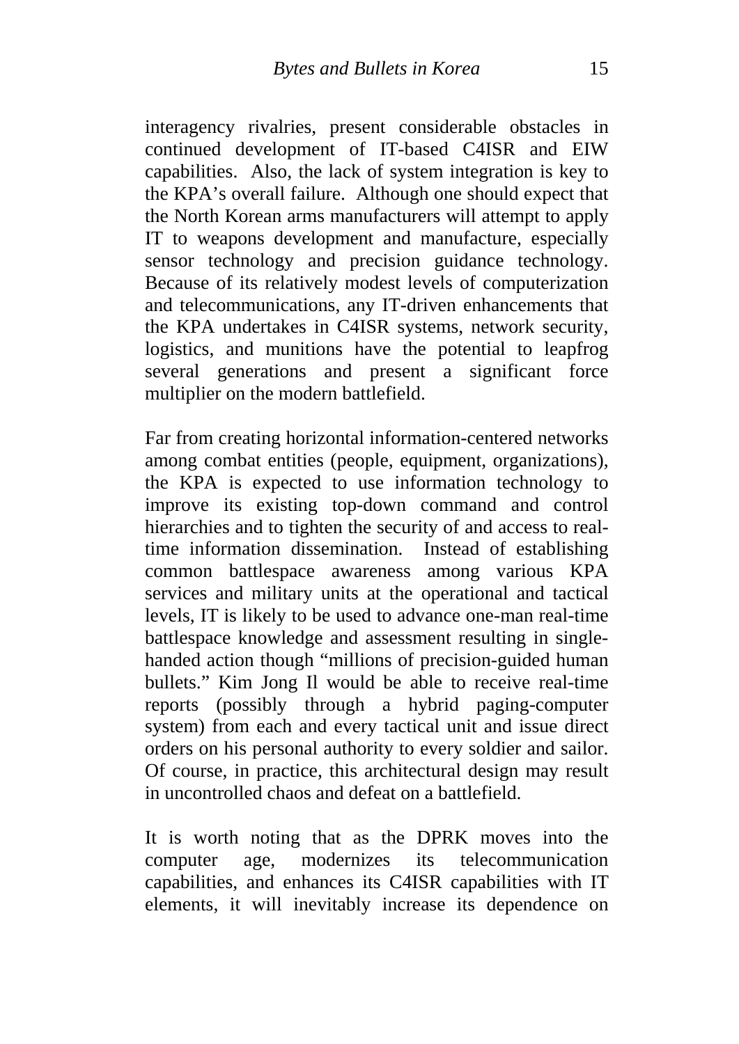interagency rivalries, present considerable obstacles in continued development of IT-based C4ISR and EIW capabilities. Also, the lack of system integration is key to the KPA's overall failure. Although one should expect that the North Korean arms manufacturers will attempt to apply IT to weapons development and manufacture, especially sensor technology and precision guidance technology. Because of its relatively modest levels of computerization and telecommunications, any IT-driven enhancements that the KPA undertakes in C4ISR systems, network security, logistics, and munitions have the potential to leapfrog several generations and present a significant force multiplier on the modern battlefield.

Far from creating horizontal information-centered networks among combat entities (people, equipment, organizations), the KPA is expected to use information technology to improve its existing top-down command and control hierarchies and to tighten the security of and access to real-time information dissemination. Instead of establishing common battlespace awareness among various KPA services and military units at the operational and tactical levels, IT is likely to be used to advance one-man real-time battlespace knowledge and assessment resulting in single-handed action though "millions of precision-guided human bullets." Kim Jong Il would be able to receive real-time reports (possibly through a hybrid paging-computer system) from each and every tactical unit and issue direct orders on his personal authority to every soldier and sailor. Of course, in practice, this architectural design may result in uncontrolled chaos and defeat on a battlefield.

It is worth noting that as the DPRK moves into the computer age, modernizes its telecommunication capabilities, and enhances its C4ISR capabilities with IT elements, it will inevitably increase its dependence on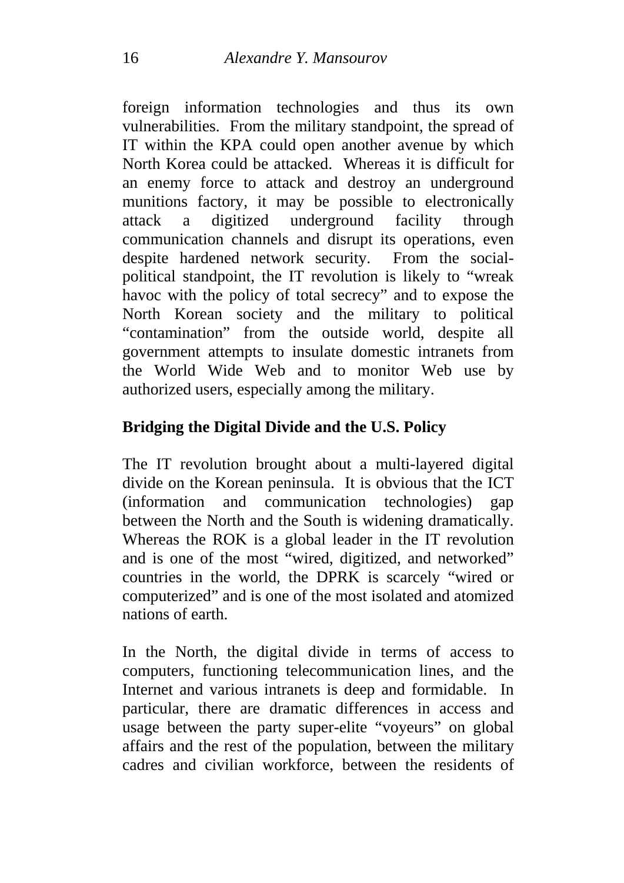foreign information technologies and thus its own vulnerabilities. From the military standpoint, the spread of IT within the KPA could open another avenue by which North Korea could be attacked. Whereas it is difficult for an enemy force to attack and destroy an underground munitions factory, it may be possible to electronically attack a digitized underground facility through communication channels and disrupt its operations, even despite hardened network security. From the social-political standpoint, the IT revolution is likely to "wreak havoc with the policy of total secrecy" and to expose the North Korean society and the military to political "contamination" from the outside world, despite all government attempts to insulate domestic intranets from the World Wide Web and to monitor Web use by authorized users, especially among the military.

## Bridging the Digital Divide and the U.S. Policy

The IT revolution brought about a multi-layered digital divide on the Korean peninsula. It is obvious that the ICT (information and communication technologies) gap between the North and the South is widening dramatically. Whereas the ROK is a global leader in the IT revolution and is one of the most "wired, digitized, and networked" countries in the world, the DPRK is scarcely "wired or computerized" and is one of the most isolated and atomized nations of earth.

In the North, the digital divide in terms of access to computers, functioning telecommunication lines, and the Internet and various intranets is deep and formidable. In particular, there are dramatic differences in access and usage between the party super-elite "voyeurs" on global affairs and the rest of the population, between the military cadres and civilian workforce, between the residents of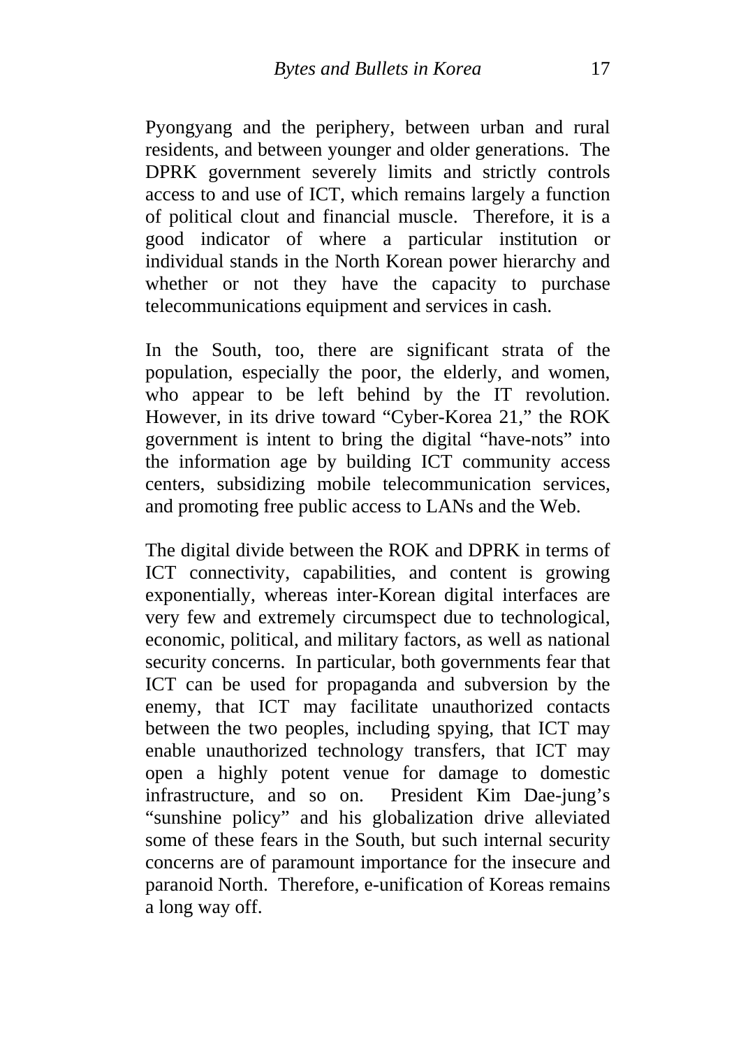Pyongyang and the periphery, between urban and rural residents, and between younger and older generations. The DPRK government severely limits and strictly controls access to and use of ICT, which remains largely a function of political clout and financial muscle. Therefore, it is a good indicator of where a particular institution or individual stands in the North Korean power hierarchy and whether or not they have the capacity to purchase telecommunications equipment and services in cash.

In the South, too, there are significant strata of the population, especially the poor, the elderly, and women, who appear to be left behind by the IT revolution. However, in its drive toward "Cyber-Korea 21," the ROK government is intent to bring the digital "have-nots" into the information age by building ICT community access centers, subsidizing mobile telecommunication services, and promoting free public access to LANs and the Web.

The digital divide between the ROK and DPRK in terms of ICT connectivity, capabilities, and content is growing exponentially, whereas inter-Korean digital interfaces are very few and extremely circumspect due to technological, economic, political, and military factors, as well as national security concerns. In particular, both governments fear that ICT can be used for propaganda and subversion by the enemy, that ICT may facilitate unauthorized contacts between the two peoples, including spying, that ICT may enable unauthorized technology transfers, that ICT may open a highly potent venue for damage to domestic infrastructure, and so on. President Kim Dae-jung's "sunshine policy" and his globalization drive alleviated some of these fears in the South, but such internal security concerns are of paramount importance for the insecure and paranoid North. Therefore, e-unification of Koreas remains a long way off.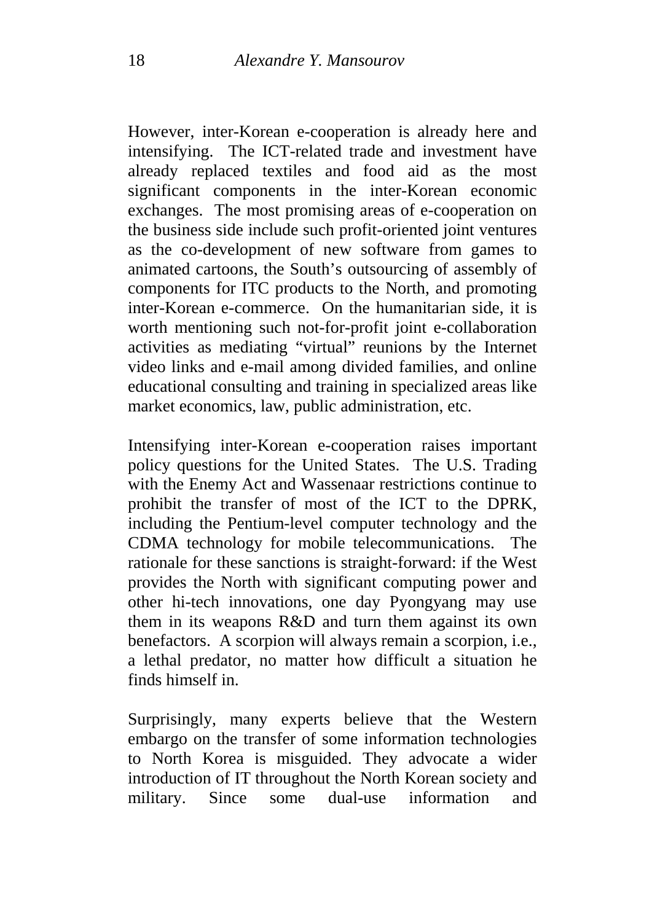However, inter-Korean e-cooperation is already here and intensifying. The ICT-related trade and investment have already replaced textiles and food aid as the most significant components in the inter-Korean economic exchanges. The most promising areas of e-cooperation on the business side include such profit-oriented joint ventures as the co-development of new software from games to animated cartoons, the South's outsourcing of assembly of components for ITC products to the North, and promoting inter-Korean e-commerce. On the humanitarian side, it is worth mentioning such not-for-profit joint e-collaboration activities as mediating "virtual" reunions by the Internet video links and e-mail among divided families, and online educational consulting and training in specialized areas like market economics, law, public administration, etc.

Intensifying inter-Korean e-cooperation raises important policy questions for the United States. The U.S. Trading with the Enemy Act and Wassenaar restrictions continue to prohibit the transfer of most of the ICT to the DPRK, including the Pentium-level computer technology and the CDMA technology for mobile telecommunications. The rationale for these sanctions is straight-forward: if the West provides the North with significant computing power and other hi-tech innovations, one day Pyongyang may use them in its weapons R&D and turn them against its own benefactors. A scorpion will always remain a scorpion, i.e., a lethal predator, no matter how difficult a situation he finds himself in.

Surprisingly, many experts believe that the Western embargo on the transfer of some information technologies to North Korea is misguided. They advocate a wider introduction of IT throughout the North Korean society and military. Since some dual-use information and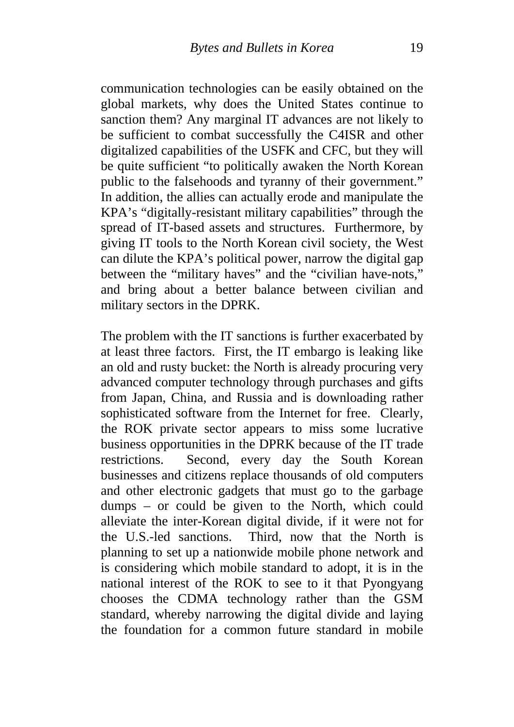communication technologies can be easily obtained on the global markets, why does the United States continue to sanction them? Any marginal IT advances are not likely to be sufficient to combat successfully the C4ISR and other digitalized capabilities of the USFK and CFC, but they will be quite sufficient "to politically awaken the North Korean public to the falsehoods and tyranny of their government." In addition, the allies can actually erode and manipulate the KPA's "digitally-resistant military capabilities" through the spread of IT-based assets and structures. Furthermore, by giving IT tools to the North Korean civil society, the West can dilute the KPA's political power, narrow the digital gap between the "military haves" and the "civilian have-nots," and bring about a better balance between civilian and military sectors in the DPRK.

The problem with the IT sanctions is further exacerbated by at least three factors. First, the IT embargo is leaking like an old and rusty bucket: the North is already procuring very advanced computer technology through purchases and gifts from Japan, China, and Russia and is downloading rather sophisticated software from the Internet for free. Clearly, the ROK private sector appears to miss some lucrative business opportunities in the DPRK because of the IT trade restrictions. Second, every day the South Korean businesses and citizens replace thousands of old computers and other electronic gadgets that must go to the garbage dumps – or could be given to the North, which could alleviate the inter-Korean digital divide, if it were not for the U.S.-led sanctions. Third, now that the North is planning to set up a nationwide mobile phone network and is considering which mobile standard to adopt, it is in the national interest of the ROK to see to it that Pyongyang chooses the CDMA technology rather than the GSM standard, whereby narrowing the digital divide and laying the foundation for a common future standard in mobile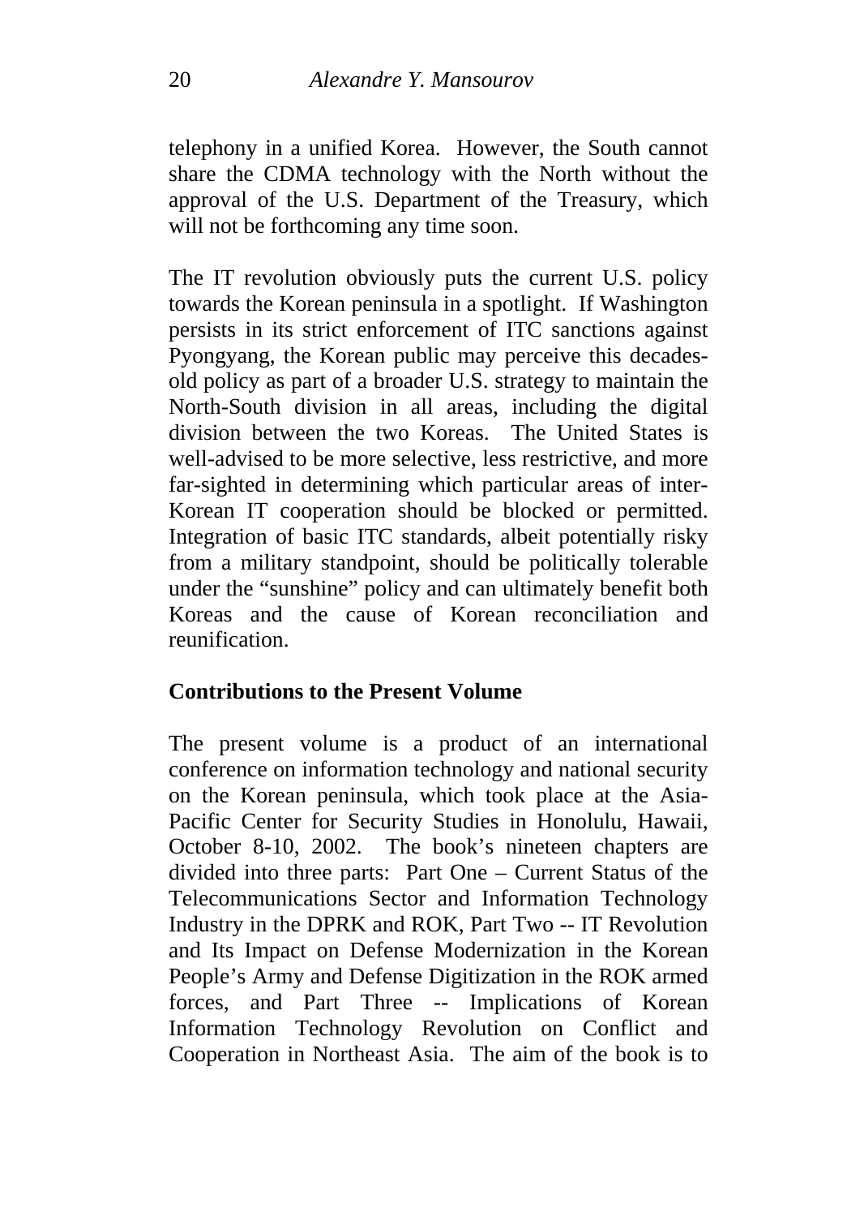telephony in a unified Korea. However, the South cannot share the CDMA technology with the North without the approval of the U.S. Department of the Treasury, which will not be forthcoming any time soon.

The IT revolution obviously puts the current U.S. policy towards the Korean peninsula in a spotlight. If Washington persists in its strict enforcement of ITC sanctions against Pyongyang, the Korean public may perceive this decades-old policy as part of a broader U.S. strategy to maintain the North-South division in all areas, including the digital division between the two Koreas. The United States is well-advised to be more selective, less restrictive, and more far-sighted in determining which particular areas of inter-Korean IT cooperation should be blocked or permitted. Integration of basic ITC standards, albeit potentially risky from a military standpoint, should be politically tolerable under the "sunshine" policy and can ultimately benefit both Koreas and the cause of Korean reconciliation and reunification.

## Contributions to the Present Volume

The present volume is a product of an international conference on information technology and national security on the Korean peninsula, which took place at the Asia-Pacific Center for Security Studies in Honolulu, Hawaii, October 8-10, 2002. The book's nineteen chapters are divided into three parts: Part One – Current Status of the Telecommunications Sector and Information Technology Industry in the DPRK and ROK, Part Two -- IT Revolution and Its Impact on Defense Modernization in the Korean People's Army and Defense Digitization in the ROK armed forces, and Part Three -- Implications of Korean Information Technology Revolution on Conflict and Cooperation in Northeast Asia. The aim of the book is to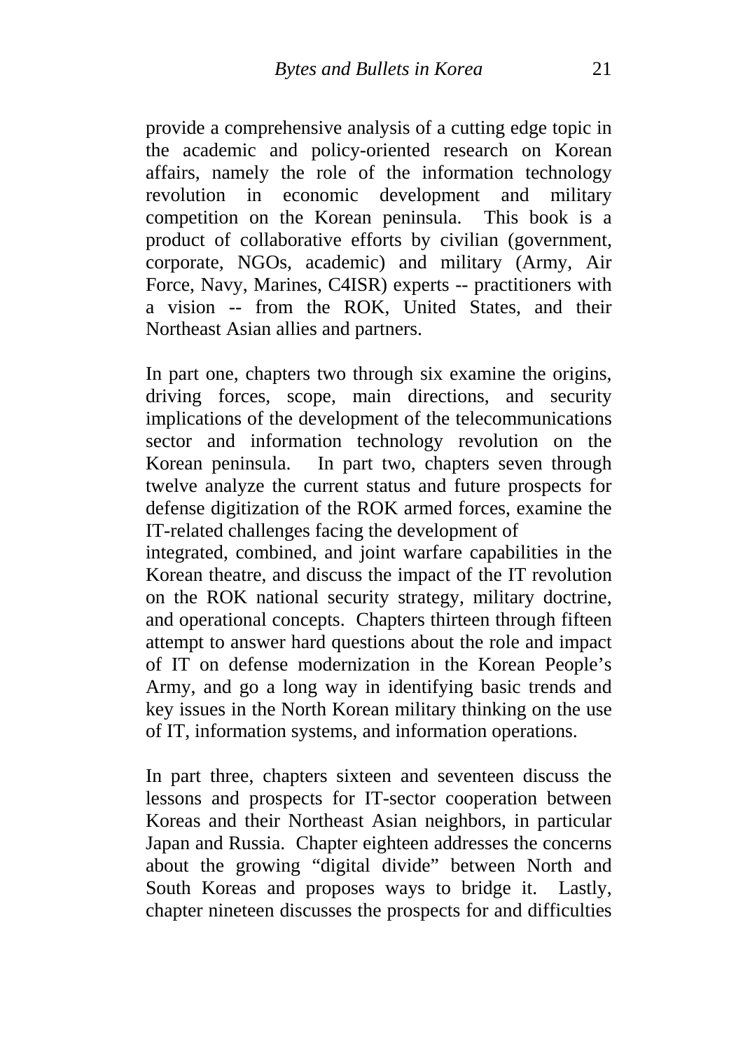provide a comprehensive analysis of a cutting edge topic in the academic and policy-oriented research on Korean affairs, namely the role of the information technology revolution in economic development and military competition on the Korean peninsula. This book is a product of collaborative efforts by civilian (government, corporate, NGOs, academic) and military (Army, Air Force, Navy, Marines, C4ISR) experts -- practitioners with a vision -- from the ROK, United States, and their Northeast Asian allies and partners.

In part one, chapters two through six examine the origins, driving forces, scope, main directions, and security implications of the development of the telecommunications sector and information technology revolution on the Korean peninsula. In part two, chapters seven through twelve analyze the current status and future prospects for defense digitization of the ROK armed forces, examine the IT-related challenges facing the development of integrated, combined, and joint warfare capabilities in the Korean theatre, and discuss the impact of the IT revolution on the ROK national security strategy, military doctrine, and operational concepts. Chapters thirteen through fifteen attempt to answer hard questions about the role and impact of IT on defense modernization in the Korean People's Army, and go a long way in identifying basic trends and key issues in the North Korean military thinking on the use of IT, information systems, and information operations.

In part three, chapters sixteen and seventeen discuss the lessons and prospects for IT-sector cooperation between Koreas and their Northeast Asian neighbors, in particular Japan and Russia. Chapter eighteen addresses the concerns about the growing "digital divide" between North and South Koreas and proposes ways to bridge it. Lastly, chapter nineteen discusses the prospects for and difficulties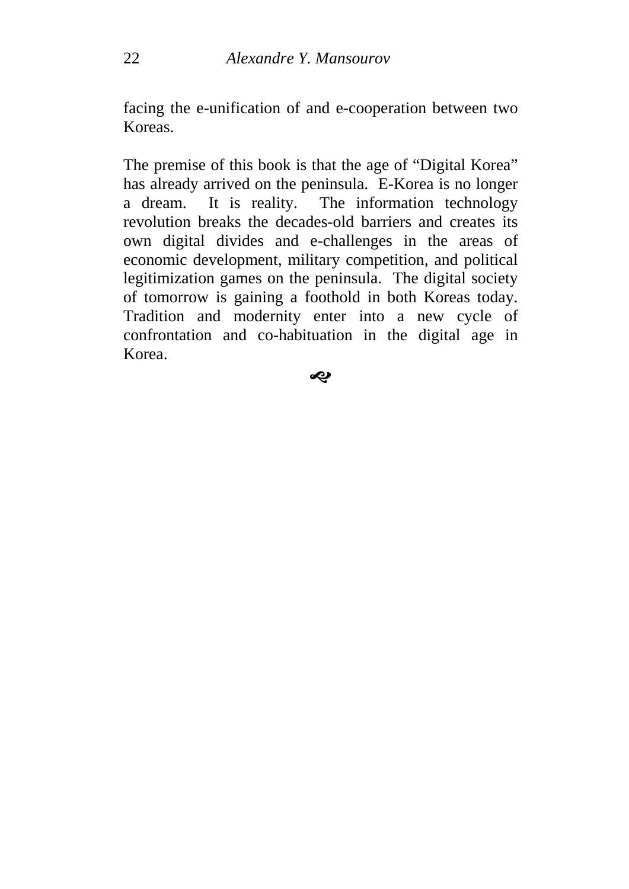facing the e-unification of and e-cooperation between two Koreas.

The premise of this book is that the age of "Digital Korea" has already arrived on the peninsula. E-Korea is no longer a dream. It is reality. The information technology revolution breaks the decades-old barriers and creates its own digital divides and e-challenges in the areas of economic development, military competition, and political legitimization games on the peninsula. The digital society of tomorrow is gaining a foothold in both Koreas today. Tradition and modernity enter into a new cycle of confrontation and co-habituation in the digital age in Korea.